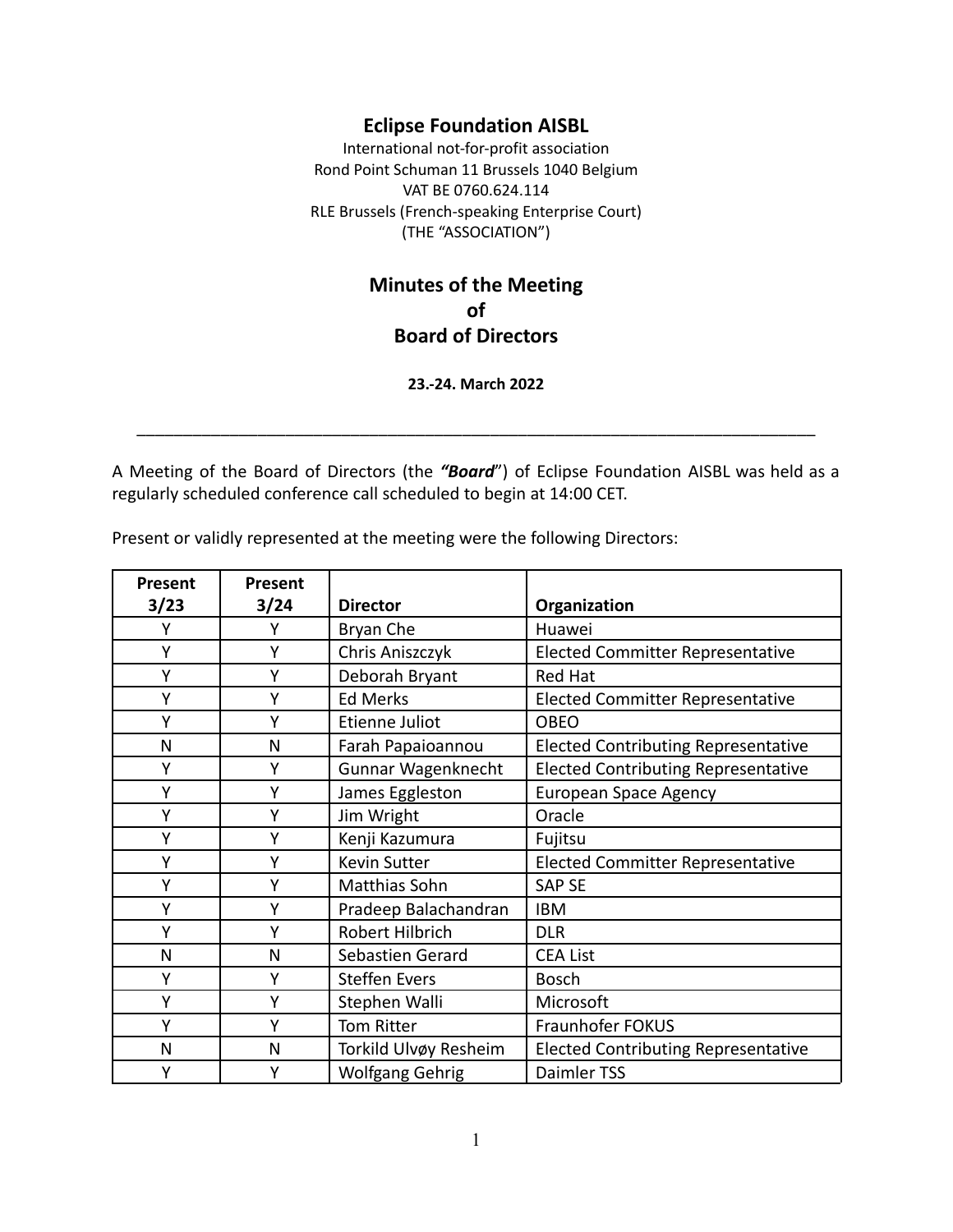# Eclipse Foundation AISBL

International not-for-profit association
Rond Point Schuman 11 Brussels 1040 Belgium
VAT BE 0760.624.114
RLE Brussels (French-speaking Enterprise Court)
(THE "ASSOCIATION")

## Minutes of the Meeting of Board of Directors

**23.-24. March 2022**

---

A Meeting of the Board of Directors (the ***"Board***") of Eclipse Foundation AISBL was held as a regularly scheduled conference call scheduled to begin at 14:00 CET.

Present or validly represented at the meeting were the following Directors:

| Present 3/23 | Present 3/24 | Director | Organization |
|---|---|---|---|
| Y | Y | Bryan Che | Huawei |
| Y | Y | Chris Aniszczyk | Elected Committer Representative |
| Y | Y | Deborah Bryant | Red Hat |
| Y | Y | Ed Merks | Elected Committer Representative |
| Y | Y | Etienne Juliot | OBEO |
| N | N | Farah Papaioannou | Elected Contributing Representative |
| Y | Y | Gunnar Wagenknecht | Elected Contributing Representative |
| Y | Y | James Eggleston | European Space Agency |
| Y | Y | Jim Wright | Oracle |
| Y | Y | Kenji Kazumura | Fujitsu |
| Y | Y | Kevin Sutter | Elected Committer Representative |
| Y | Y | Matthias Sohn | SAP SE |
| Y | Y | Pradeep Balachandran | IBM |
| Y | Y | Robert Hilbrich | DLR |
| N | N | Sebastien Gerard | CEA List |
| Y | Y | Steffen Evers | Bosch |
| Y | Y | Stephen Walli | Microsoft |
| Y | Y | Tom Ritter | Fraunhofer FOKUS |
| N | N | Torkild Ulvøy Resheim | Elected Contributing Representative |
| Y | Y | Wolfgang Gehrig | Daimler TSS |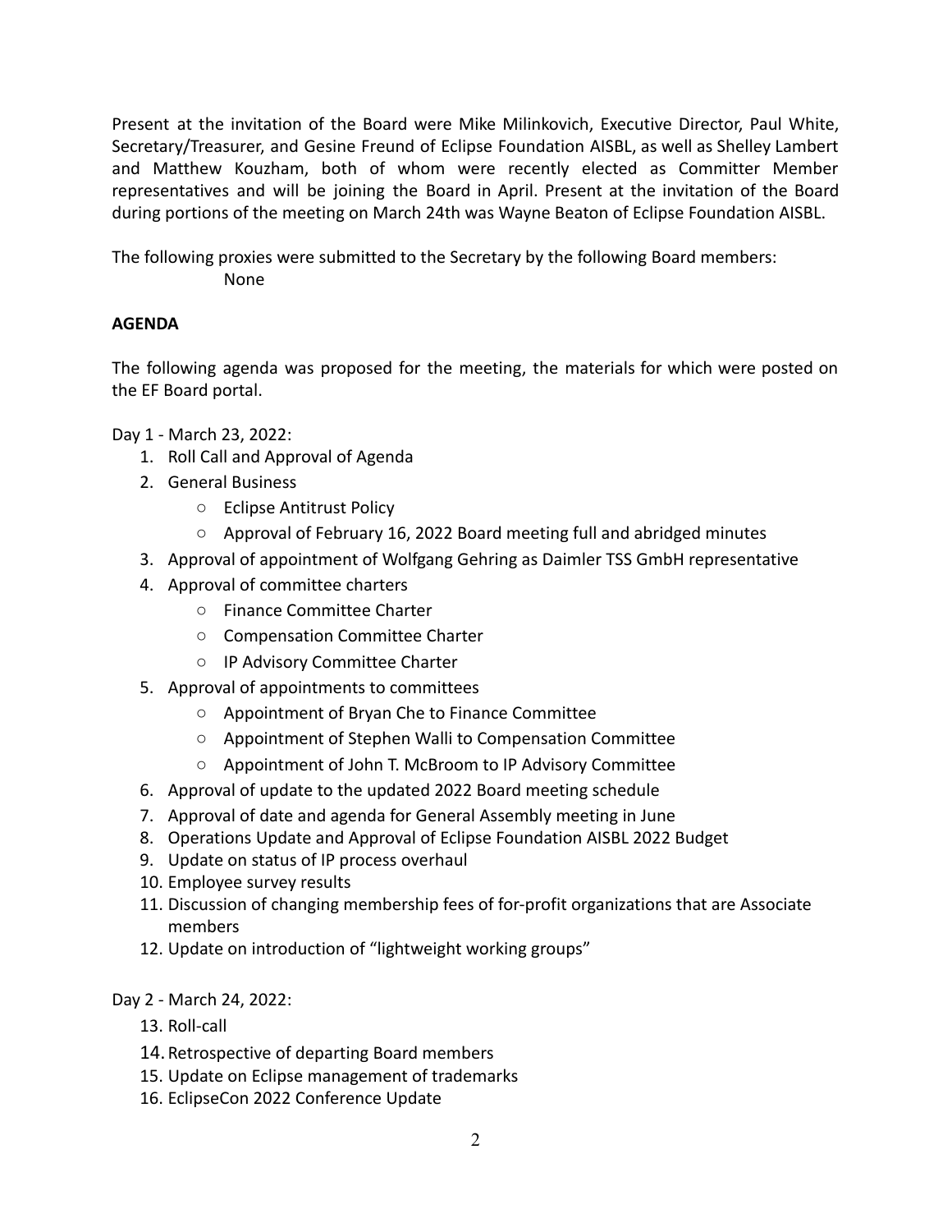Present at the invitation of the Board were Mike Milinkovich, Executive Director, Paul White, Secretary/Treasurer, and Gesine Freund of Eclipse Foundation AISBL, as well as Shelley Lambert and Matthew Kouzham, both of whom were recently elected as Committer Member representatives and will be joining the Board in April. Present at the invitation of the Board during portions of the meeting on March 24th was Wayne Beaton of Eclipse Foundation AISBL.

The following proxies were submitted to the Secretary by the following Board members:

None

**AGENDA**

The following agenda was proposed for the meeting, the materials for which were posted on the EF Board portal.

Day 1 - March 23, 2022:

1. Roll Call and Approval of Agenda
2. General Business
   - Eclipse Antitrust Policy
   - Approval of February 16, 2022 Board meeting full and abridged minutes
3. Approval of appointment of Wolfgang Gehring as Daimler TSS GmbH representative
4. Approval of committee charters
   - Finance Committee Charter
   - Compensation Committee Charter
   - IP Advisory Committee Charter
5. Approval of appointments to committees
   - Appointment of Bryan Che to Finance Committee
   - Appointment of Stephen Walli to Compensation Committee
   - Appointment of John T. McBroom to IP Advisory Committee
6. Approval of update to the updated 2022 Board meeting schedule
7. Approval of date and agenda for General Assembly meeting in June
8. Operations Update and Approval of Eclipse Foundation AISBL 2022 Budget
9. Update on status of IP process overhaul
10. Employee survey results
11. Discussion of changing membership fees of for-profit organizations that are Associate members
12. Update on introduction of "lightweight working groups"

Day 2 - March 24, 2022:

13. Roll-call
14. Retrospective of departing Board members
15. Update on Eclipse management of trademarks
16. EclipseCon 2022 Conference Update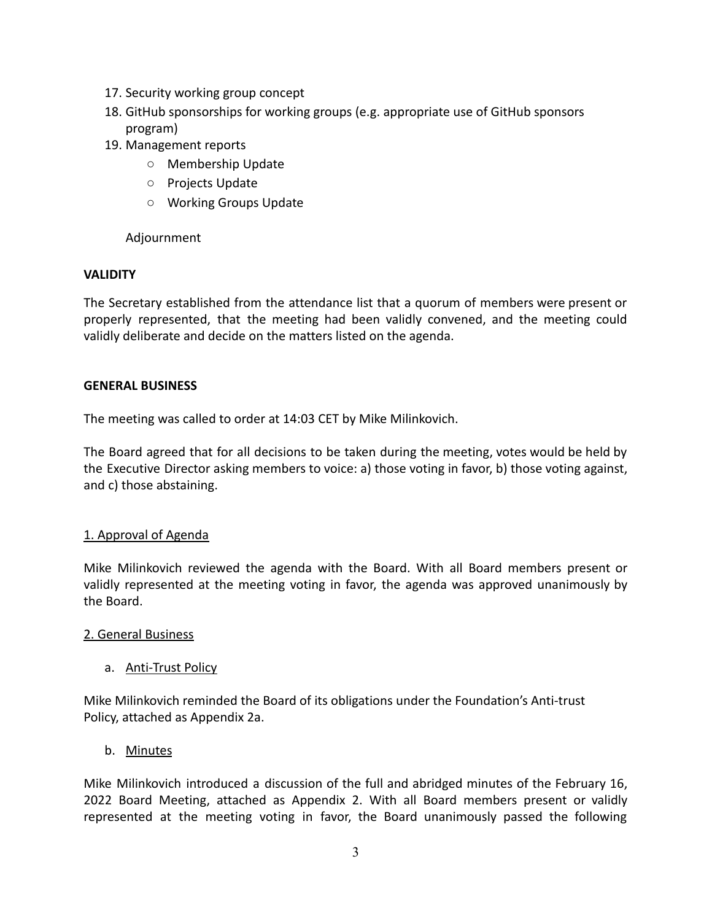17. Security working group concept
18. GitHub sponsorships for working groups (e.g. appropriate use of GitHub sponsors program)
19. Management reports
    - Membership Update
    - Projects Update
    - Working Groups Update

Adjournment

**VALIDITY**

The Secretary established from the attendance list that a quorum of members were present or properly represented, that the meeting had been validly convened, and the meeting could validly deliberate and decide on the matters listed on the agenda.

**GENERAL BUSINESS**

The meeting was called to order at 14:03 CET by Mike Milinkovich.

The Board agreed that for all decisions to be taken during the meeting, votes would be held by the Executive Director asking members to voice: a) those voting in favor, b) those voting against, and c) those abstaining.

1. Approval of Agenda

Mike Milinkovich reviewed the agenda with the Board. With all Board members present or validly represented at the meeting voting in favor, the agenda was approved unanimously by the Board.

2. General Business

a. Anti-Trust Policy

Mike Milinkovich reminded the Board of its obligations under the Foundation's Anti-trust Policy, attached as Appendix 2a.

b. Minutes

Mike Milinkovich introduced a discussion of the full and abridged minutes of the February 16, 2022 Board Meeting, attached as Appendix 2. With all Board members present or validly represented at the meeting voting in favor, the Board unanimously passed the following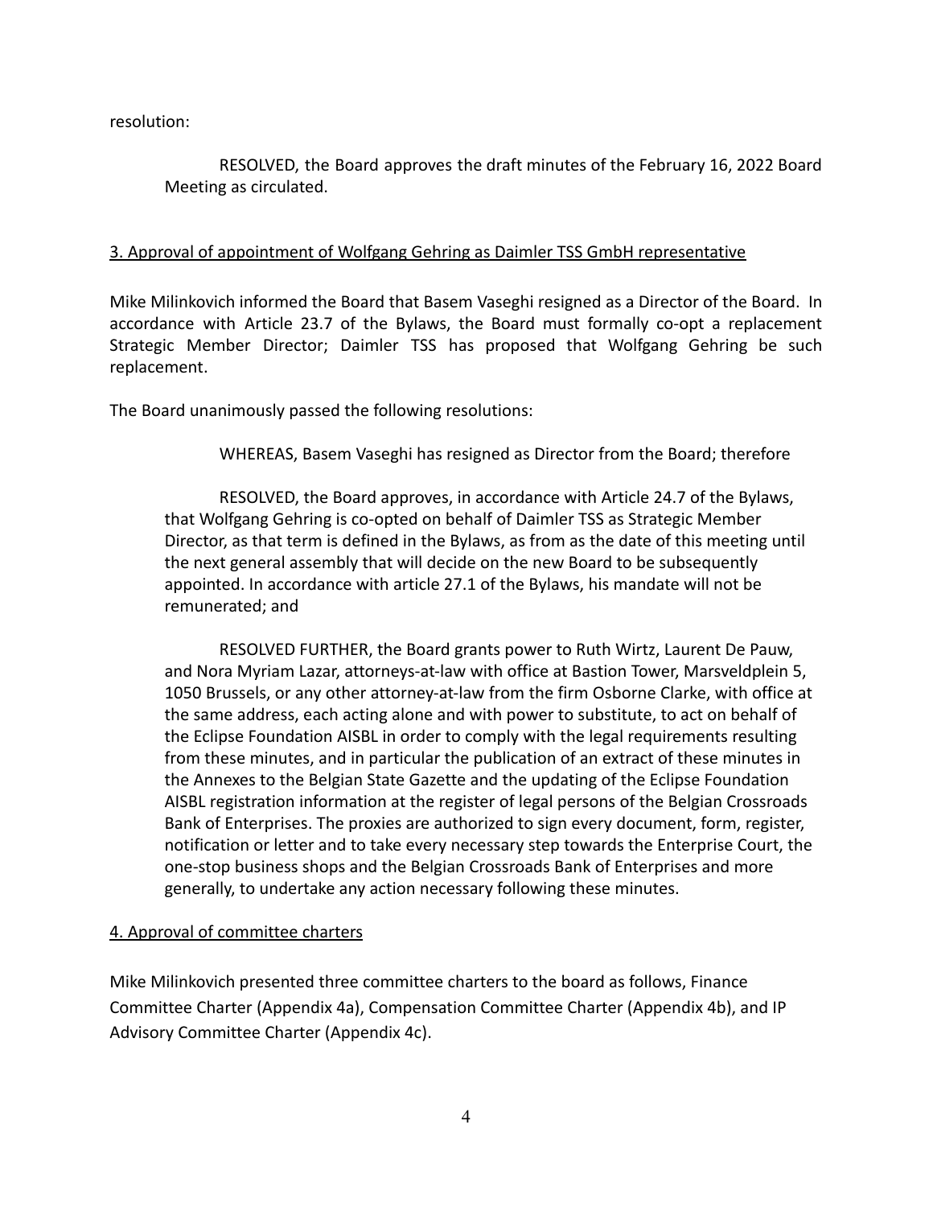resolution:

> RESOLVED, the Board approves the draft minutes of the February 16, 2022 Board Meeting as circulated.

## 3. Approval of appointment of Wolfgang Gehring as Daimler TSS GmbH representative

Mike Milinkovich informed the Board that Basem Vaseghi resigned as a Director of the Board. In accordance with Article 23.7 of the Bylaws, the Board must formally co-opt a replacement Strategic Member Director; Daimler TSS has proposed that Wolfgang Gehring be such replacement.

The Board unanimously passed the following resolutions:

> WHEREAS, Basem Vaseghi has resigned as Director from the Board; therefore
>
> RESOLVED, the Board approves, in accordance with Article 24.7 of the Bylaws, that Wolfgang Gehring is co-opted on behalf of Daimler TSS as Strategic Member Director, as that term is defined in the Bylaws, as from as the date of this meeting until the next general assembly that will decide on the new Board to be subsequently appointed. In accordance with article 27.1 of the Bylaws, his mandate will not be remunerated; and
>
> RESOLVED FURTHER, the Board grants power to Ruth Wirtz, Laurent De Pauw, and Nora Myriam Lazar, attorneys-at-law with office at Bastion Tower, Marsveldplein 5, 1050 Brussels, or any other attorney-at-law from the firm Osborne Clarke, with office at the same address, each acting alone and with power to substitute, to act on behalf of the Eclipse Foundation AISBL in order to comply with the legal requirements resulting from these minutes, and in particular the publication of an extract of these minutes in the Annexes to the Belgian State Gazette and the updating of the Eclipse Foundation AISBL registration information at the register of legal persons of the Belgian Crossroads Bank of Enterprises. The proxies are authorized to sign every document, form, register, notification or letter and to take every necessary step towards the Enterprise Court, the one-stop business shops and the Belgian Crossroads Bank of Enterprises and more generally, to undertake any action necessary following these minutes.

## 4. Approval of committee charters

Mike Milinkovich presented three committee charters to the board as follows, Finance Committee Charter (Appendix 4a), Compensation Committee Charter (Appendix 4b), and IP Advisory Committee Charter (Appendix 4c).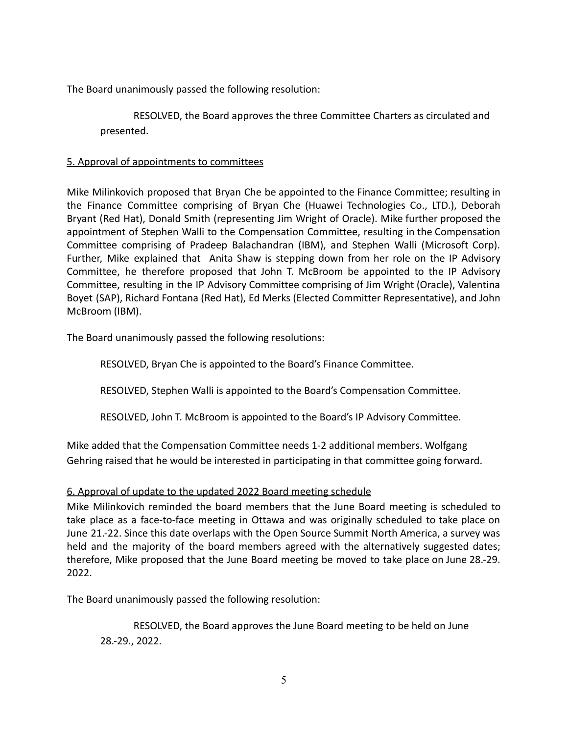The Board unanimously passed the following resolution:

> RESOLVED, the Board approves the three Committee Charters as circulated and presented.

5. Approval of appointments to committees

Mike Milinkovich proposed that Bryan Che be appointed to the Finance Committee; resulting in the Finance Committee comprising of Bryan Che (Huawei Technologies Co., LTD.), Deborah Bryant (Red Hat), Donald Smith (representing Jim Wright of Oracle). Mike further proposed the appointment of Stephen Walli to the Compensation Committee, resulting in the Compensation Committee comprising of Pradeep Balachandran (IBM), and Stephen Walli (Microsoft Corp). Further, Mike explained that Anita Shaw is stepping down from her role on the IP Advisory Committee, he therefore proposed that John T. McBroom be appointed to the IP Advisory Committee, resulting in the IP Advisory Committee comprising of Jim Wright (Oracle), Valentina Boyet (SAP), Richard Fontana (Red Hat), Ed Merks (Elected Committer Representative), and John McBroom (IBM).

The Board unanimously passed the following resolutions:

> RESOLVED, Bryan Che is appointed to the Board's Finance Committee.
>
> RESOLVED, Stephen Walli is appointed to the Board's Compensation Committee.
>
> RESOLVED, John T. McBroom is appointed to the Board's IP Advisory Committee.

Mike added that the Compensation Committee needs 1-2 additional members. Wolfgang Gehring raised that he would be interested in participating in that committee going forward.

6. Approval of update to the updated 2022 Board meeting schedule

Mike Milinkovich reminded the board members that the June Board meeting is scheduled to take place as a face-to-face meeting in Ottawa and was originally scheduled to take place on June 21.-22. Since this date overlaps with the Open Source Summit North America, a survey was held and the majority of the board members agreed with the alternatively suggested dates; therefore, Mike proposed that the June Board meeting be moved to take place on June 28.-29. 2022.

The Board unanimously passed the following resolution:

> RESOLVED, the Board approves the June Board meeting to be held on June 28.-29., 2022.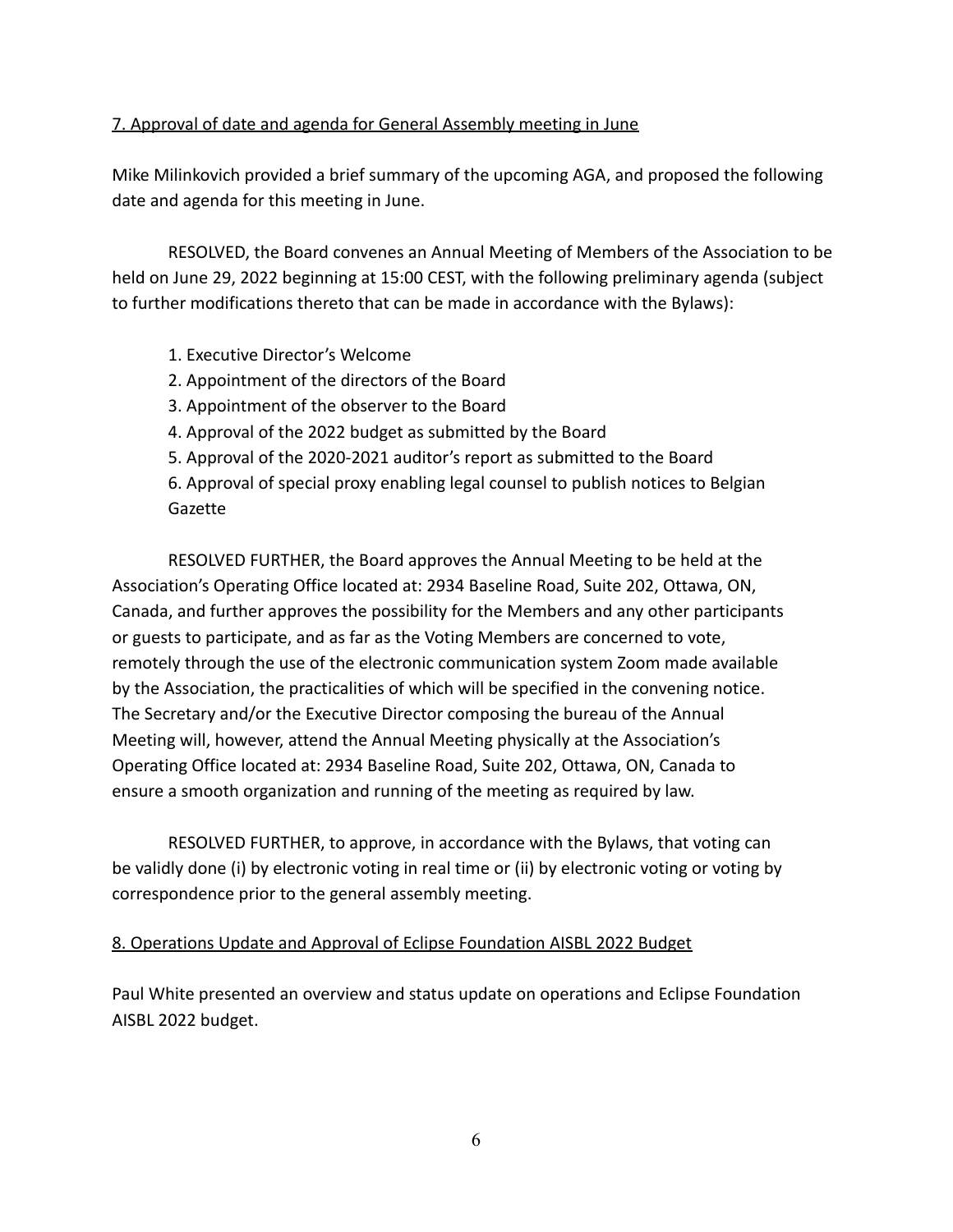## 7. Approval of date and agenda for General Assembly meeting in June

Mike Milinkovich provided a brief summary of the upcoming AGA, and proposed the following date and agenda for this meeting in June.

RESOLVED, the Board convenes an Annual Meeting of Members of the Association to be held on June 29, 2022 beginning at 15:00 CEST, with the following preliminary agenda (subject to further modifications thereto that can be made in accordance with the Bylaws):

1. Executive Director's Welcome
2. Appointment of the directors of the Board
3. Appointment of the observer to the Board
4. Approval of the 2022 budget as submitted by the Board
5. Approval of the 2020-2021 auditor's report as submitted to the Board
6. Approval of special proxy enabling legal counsel to publish notices to Belgian Gazette

RESOLVED FURTHER, the Board approves the Annual Meeting to be held at the Association's Operating Office located at: 2934 Baseline Road, Suite 202, Ottawa, ON, Canada, and further approves the possibility for the Members and any other participants or guests to participate, and as far as the Voting Members are concerned to vote, remotely through the use of the electronic communication system Zoom made available by the Association, the practicalities of which will be specified in the convening notice. The Secretary and/or the Executive Director composing the bureau of the Annual Meeting will, however, attend the Annual Meeting physically at the Association's Operating Office located at: 2934 Baseline Road, Suite 202, Ottawa, ON, Canada to ensure a smooth organization and running of the meeting as required by law.

RESOLVED FURTHER, to approve, in accordance with the Bylaws, that voting can be validly done (i) by electronic voting in real time or (ii) by electronic voting or voting by correspondence prior to the general assembly meeting.

## 8. Operations Update and Approval of Eclipse Foundation AISBL 2022 Budget

Paul White presented an overview and status update on operations and Eclipse Foundation AISBL 2022 budget.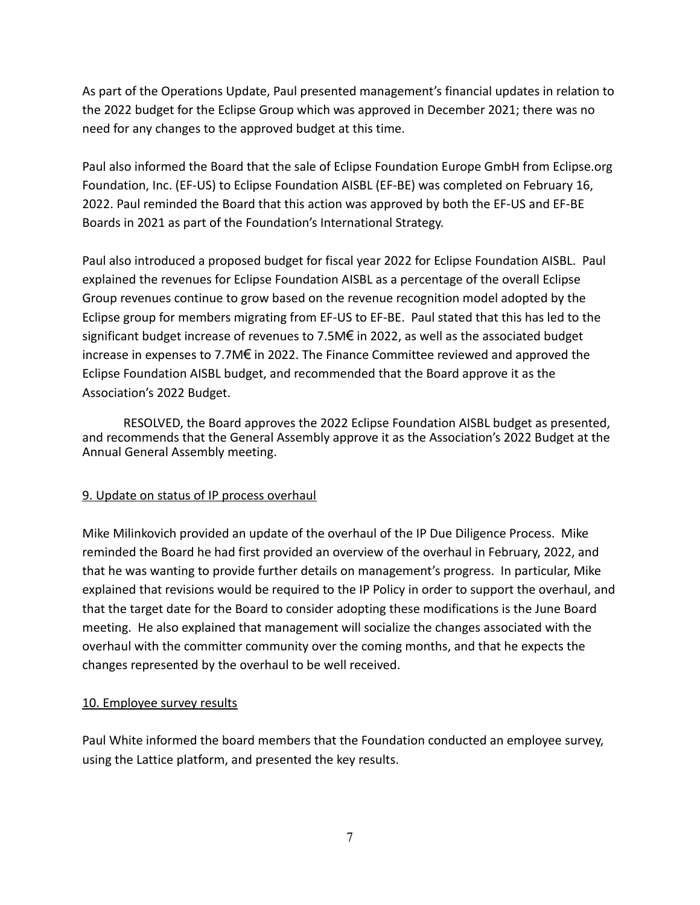As part of the Operations Update, Paul presented management's financial updates in relation to the 2022 budget for the Eclipse Group which was approved in December 2021; there was no need for any changes to the approved budget at this time.

Paul also informed the Board that the sale of Eclipse Foundation Europe GmbH from Eclipse.org Foundation, Inc. (EF-US) to Eclipse Foundation AISBL (EF-BE) was completed on February 16, 2022. Paul reminded the Board that this action was approved by both the EF-US and EF-BE Boards in 2021 as part of the Foundation's International Strategy.

Paul also introduced a proposed budget for fiscal year 2022 for Eclipse Foundation AISBL. Paul explained the revenues for Eclipse Foundation AISBL as a percentage of the overall Eclipse Group revenues continue to grow based on the revenue recognition model adopted by the Eclipse group for members migrating from EF-US to EF-BE. Paul stated that this has led to the significant budget increase of revenues to 7.5M€ in 2022, as well as the associated budget increase in expenses to 7.7M€ in 2022. The Finance Committee reviewed and approved the Eclipse Foundation AISBL budget, and recommended that the Board approve it as the Association's 2022 Budget.

RESOLVED, the Board approves the 2022 Eclipse Foundation AISBL budget as presented, and recommends that the General Assembly approve it as the Association's 2022 Budget at the Annual General Assembly meeting.

## 9. Update on status of IP process overhaul

Mike Milinkovich provided an update of the overhaul of the IP Due Diligence Process. Mike reminded the Board he had first provided an overview of the overhaul in February, 2022, and that he was wanting to provide further details on management's progress. In particular, Mike explained that revisions would be required to the IP Policy in order to support the overhaul, and that the target date for the Board to consider adopting these modifications is the June Board meeting. He also explained that management will socialize the changes associated with the overhaul with the committer community over the coming months, and that he expects the changes represented by the overhaul to be well received.

## 10. Employee survey results

Paul White informed the board members that the Foundation conducted an employee survey, using the Lattice platform, and presented the key results.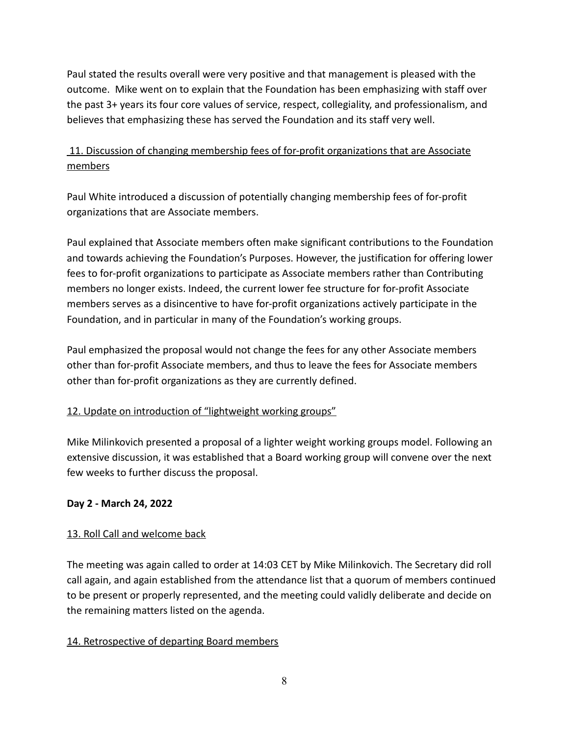Paul stated the results overall were very positive and that management is pleased with the outcome. Mike went on to explain that the Foundation has been emphasizing with staff over the past 3+ years its four core values of service, respect, collegiality, and professionalism, and believes that emphasizing these has served the Foundation and its staff very well.

<u>11. Discussion of changing membership fees of for-profit organizations that are Associate members</u>

Paul White introduced a discussion of potentially changing membership fees of for-profit organizations that are Associate members.

Paul explained that Associate members often make significant contributions to the Foundation and towards achieving the Foundation's Purposes. However, the justification for offering lower fees to for-profit organizations to participate as Associate members rather than Contributing members no longer exists. Indeed, the current lower fee structure for for-profit Associate members serves as a disincentive to have for-profit organizations actively participate in the Foundation, and in particular in many of the Foundation's working groups.

Paul emphasized the proposal would not change the fees for any other Associate members other than for-profit Associate members, and thus to leave the fees for Associate members other than for-profit organizations as they are currently defined.

<u>12. Update on introduction of "lightweight working groups"</u>

Mike Milinkovich presented a proposal of a lighter weight working groups model. Following an extensive discussion, it was established that a Board working group will convene over the next few weeks to further discuss the proposal.

**Day 2 - March 24, 2022**

<u>13. Roll Call and welcome back</u>

The meeting was again called to order at 14:03 CET by Mike Milinkovich. The Secretary did roll call again, and again established from the attendance list that a quorum of members continued to be present or properly represented, and the meeting could validly deliberate and decide on the remaining matters listed on the agenda.

<u>14. Retrospective of departing Board members</u>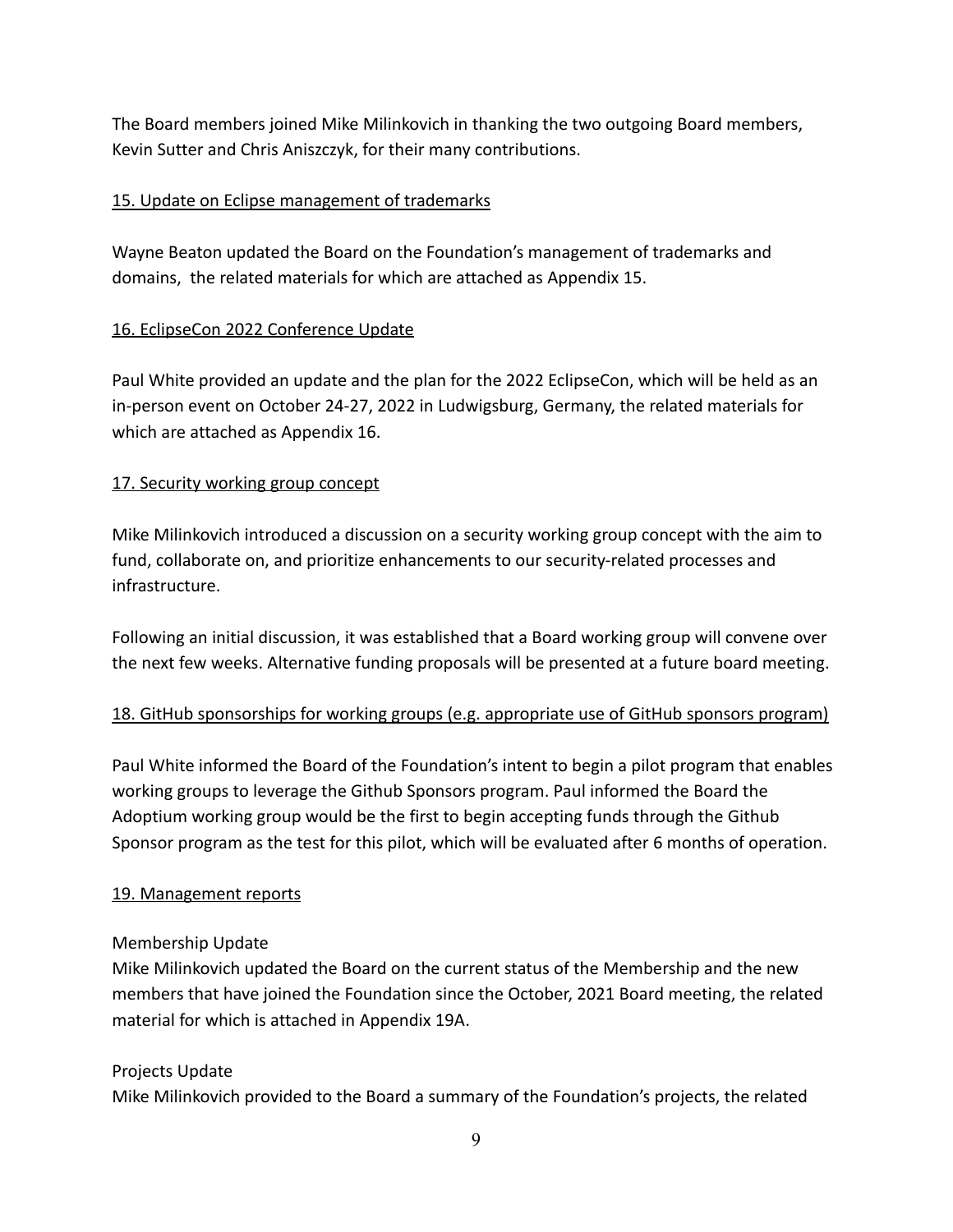The Board members joined Mike Milinkovich in thanking the two outgoing Board members, Kevin Sutter and Chris Aniszczyk, for their many contributions.

<u>15. Update on Eclipse management of trademarks</u>

Wayne Beaton updated the Board on the Foundation's management of trademarks and domains, the related materials for which are attached as Appendix 15.

<u>16. EclipseCon 2022 Conference Update</u>

Paul White provided an update and the plan for the 2022 EclipseCon, which will be held as an in-person event on October 24-27, 2022 in Ludwigsburg, Germany, the related materials for which are attached as Appendix 16.

<u>17. Security working group concept</u>

Mike Milinkovich introduced a discussion on a security working group concept with the aim to fund, collaborate on, and prioritize enhancements to our security-related processes and infrastructure.

Following an initial discussion, it was established that a Board working group will convene over the next few weeks. Alternative funding proposals will be presented at a future board meeting.

<u>18. GitHub sponsorships for working groups (e.g. appropriate use of GitHub sponsors program)</u>

Paul White informed the Board of the Foundation's intent to begin a pilot program that enables working groups to leverage the Github Sponsors program. Paul informed the Board the Adoptium working group would be the first to begin accepting funds through the Github Sponsor program as the test for this pilot, which will be evaluated after 6 months of operation.

<u>19. Management reports</u>

Membership Update
Mike Milinkovich updated the Board on the current status of the Membership and the new members that have joined the Foundation since the October, 2021 Board meeting, the related material for which is attached in Appendix 19A.

Projects Update
Mike Milinkovich provided to the Board a summary of the Foundation's projects, the related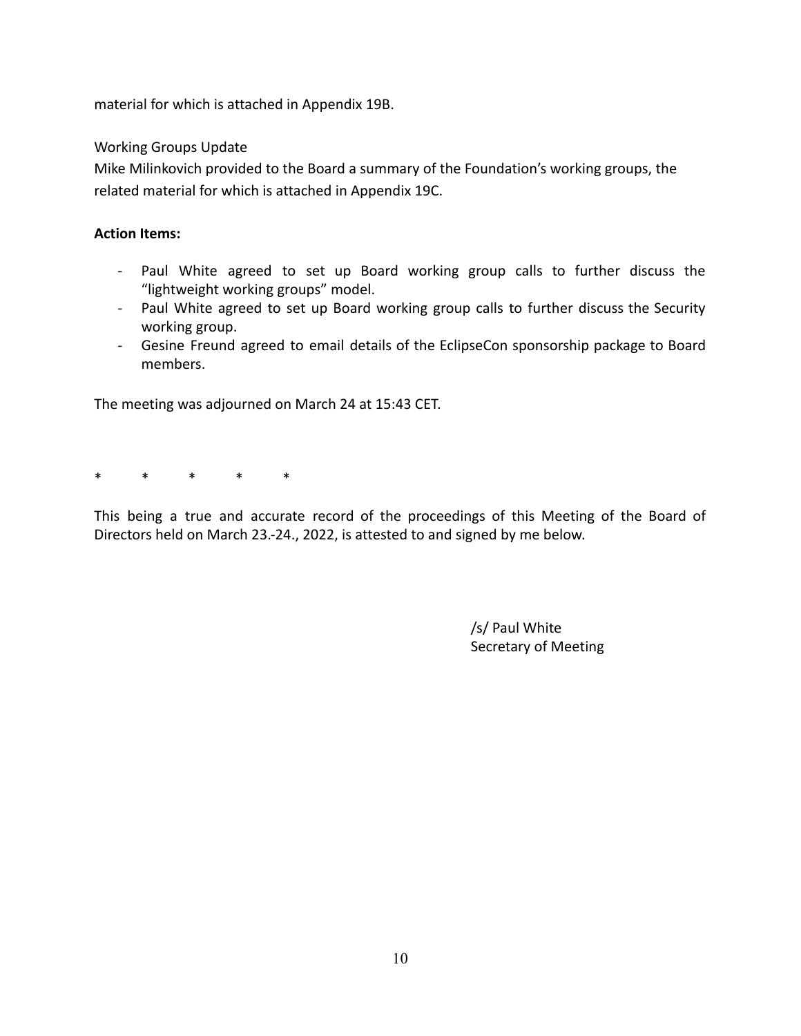material for which is attached in Appendix 19B.

Working Groups Update

Mike Milinkovich provided to the Board a summary of the Foundation's working groups, the related material for which is attached in Appendix 19C.

**Action Items:**

- Paul White agreed to set up Board working group calls to further discuss the "lightweight working groups" model.
- Paul White agreed to set up Board working group calls to further discuss the Security working group.
- Gesine Freund agreed to email details of the EclipseCon sponsorship package to Board members.

The meeting was adjourned on March 24 at 15:43 CET.

\* \* \* \* \*

This being a true and accurate record of the proceedings of this Meeting of the Board of Directors held on March 23.-24., 2022, is attested to and signed by me below.

/s/ Paul White
Secretary of Meeting